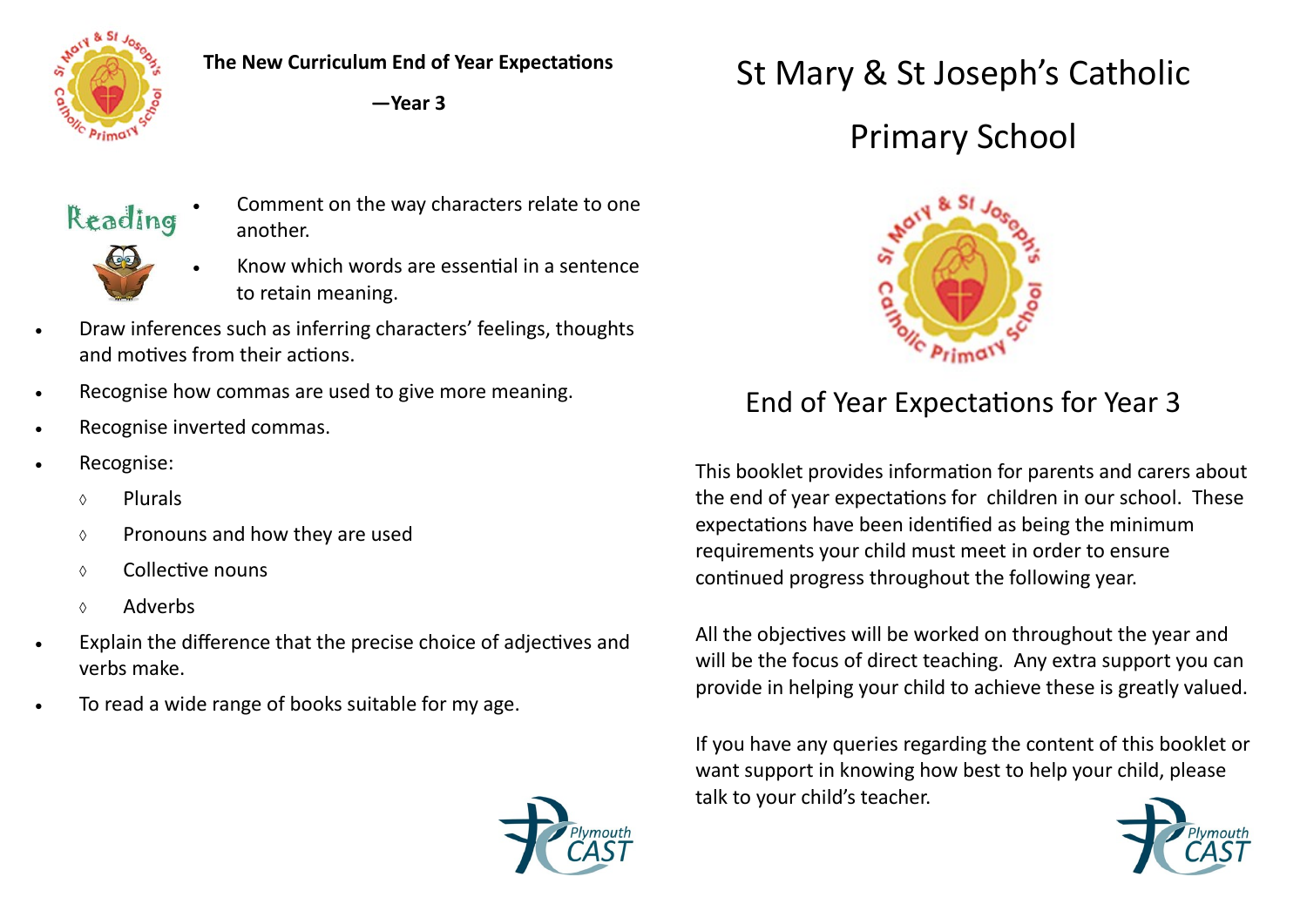**The New Curriculum End of Year Expectations**

**—Year 3**

## Reading

- Comment on the way characters relate to one another.
- Know which words are essential in a sentence to retain meaning.
- Draw inferences such as inferring characters' feelings, thoughts and motives from their actions.
- Recognise how commas are used to give more meaning.
- Recognise inverted commas.
- Recognise:
  - ◊ Plurals
  - ◊ Pronouns and how they are used
  - ◊ Collective nouns
  - ◊ Adverbs
- Explain the difference that the precise choice of adjectives and verbs make.
- To read a wide range of books suitable for my age.

# St Mary & St Joseph's Catholic Primary School

## End of Year Expectations for Year 3

This booklet provides information for parents and carers about the end of year expectations for children in our school. These expectations have been identified as being the minimum requirements your child must meet in order to ensure continued progress throughout the following year.

All the objectives will be worked on throughout the year and will be the focus of direct teaching. Any extra support you can provide in helping your child to achieve these is greatly valued.

If you have any queries regarding the content of this booklet or want support in knowing how best to help your child, please talk to your child's teacher.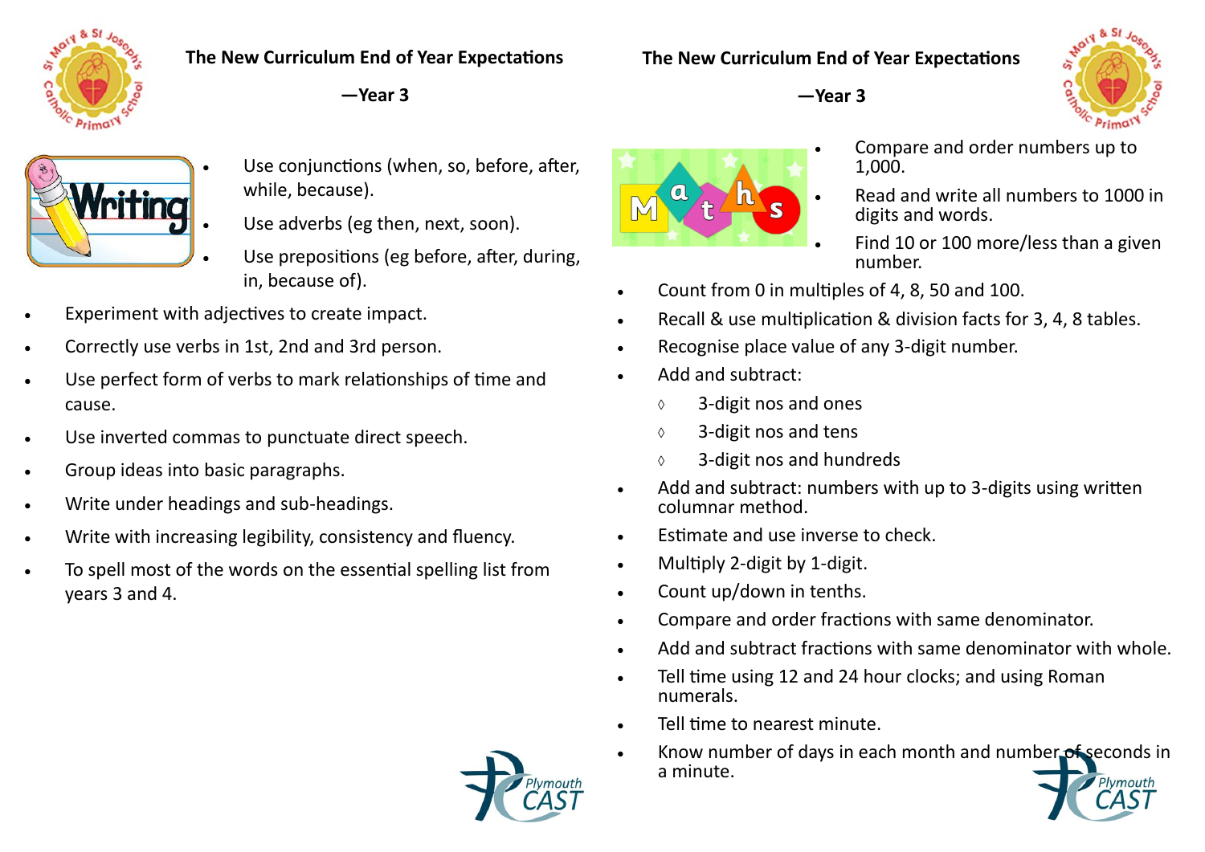## The New Curriculum End of Year Expectations

### —Year 3

Writing

- Use conjunctions (when, so, before, after, while, because).
- Use adverbs (eg then, next, soon).
- Use prepositions (eg before, after, during, in, because of).
- Experiment with adjectives to create impact.
- Correctly use verbs in 1st, 2nd and 3rd person.
- Use perfect form of verbs to mark relationships of time and cause.
- Use inverted commas to punctuate direct speech.
- Group ideas into basic paragraphs.
- Write under headings and sub-headings.
- Write with increasing legibility, consistency and fluency.
- To spell most of the words on the essential spelling list from years 3 and 4.

## The New Curriculum End of Year Expectations

### —Year 3

Maths

- Compare and order numbers up to 1,000.
- Read and write all numbers to 1000 in digits and words.
- Find 10 or 100 more/less than a given number.
- Count from 0 in multiples of 4, 8, 50 and 100.
- Recall & use multiplication & division facts for 3, 4, 8 tables.
- Recognise place value of any 3-digit number.
- Add and subtract:
  - 3-digit nos and ones
  - 3-digit nos and tens
  - 3-digit nos and hundreds
- Add and subtract: numbers with up to 3-digits using written columnar method.
- Estimate and use inverse to check.
- Multiply 2-digit by 1-digit.
- Count up/down in tenths.
- Compare and order fractions with same denominator.
- Add and subtract fractions with same denominator with whole.
- Tell time using 12 and 24 hour clocks; and using Roman numerals.
- Tell time to nearest minute.
- Know number of days in each month and number of seconds in a minute.